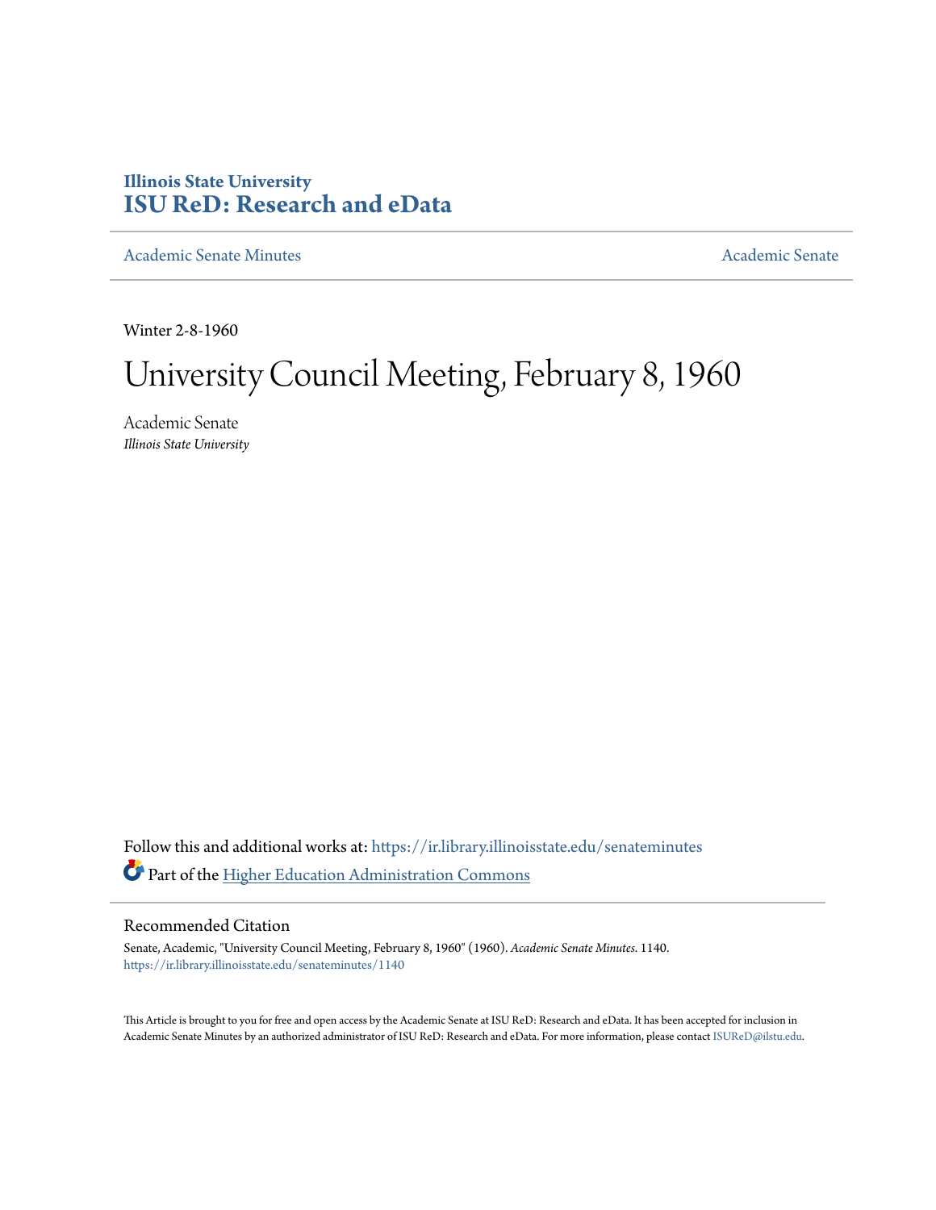# Illinois State University
# ISU ReD: Research and eData

Academic Senate Minutes

Academic Senate

Winter 2-8-1960

# University Council Meeting, February 8, 1960

Academic Senate
*Illinois State University*

Follow this and additional works at: https://ir.library.illinoisstate.edu/senateminutes

Part of the Higher Education Administration Commons

## Recommended Citation

Senate, Academic, "University Council Meeting, February 8, 1960" (1960). *Academic Senate Minutes*. 1140.
https://ir.library.illinoisstate.edu/senateminutes/1140

This Article is brought to you for free and open access by the Academic Senate at ISU ReD: Research and eData. It has been accepted for inclusion in Academic Senate Minutes by an authorized administrator of ISU ReD: Research and eData. For more information, please contact ISUReD@ilstu.edu.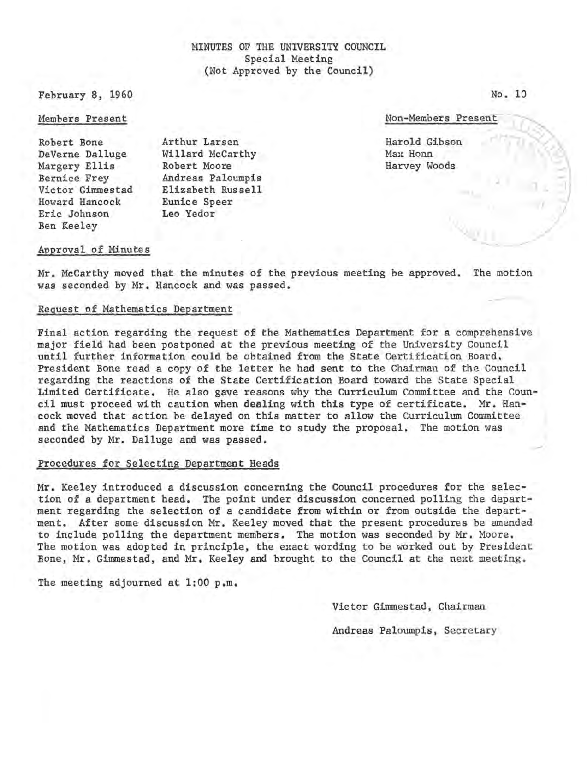# MINUTES OF THE UNIVERSITY COUNCIL
Special Meeting
(Not Approved by the Council)

February 8, 1960

No. 10

**Members Present**

Robert Bone
DeVerne Dalluge
Margery Ellis
Bernice Frey
Victor Gimmestad
Howard Hancock
Eric Johnson
Ben Keeley
Arthur Larsen
Willard McCarthy
Robert Moore
Andreas Paloumpis
Elizabeth Russell
Eunice Speer
Leo Yedor

**Non-Members Present**

Harold Gibson
Max Honn
Harvey Woods

## Approval of Minutes

Mr. McCarthy moved that the minutes of the previous meeting be approved. The motion was seconded by Mr. Hancock and was passed.

## Request of Mathematics Department

Final action regarding the request of the Mathematics Department for a comprehensive major field had been postponed at the previous meeting of the University Council until further information could be obtained from the State Certification Board. President Bone read a copy of the letter he had sent to the Chairman of the Council regarding the reactions of the State Certification Board toward the State Special Limited Certificate. He also gave reasons why the Curriculum Committee and the Council must proceed with caution when dealing with this type of certificate. Mr. Hancock moved that action be delayed on this matter to allow the Curriculum Committee and the Mathematics Department more time to study the proposal. The motion was seconded by Mr. Dalluge and was passed.

## Procedures for Selecting Department Heads

Mr. Keeley introduced a discussion concerning the Council procedures for the selection of a department head. The point under discussion concerned polling the department regarding the selection of a candidate from within or from outside the department. After some discussion Mr. Keeley moved that the present procedures be amended to include polling the department members. The motion was seconded by Mr. Moore. The motion was adopted in principle, the exact wording to be worked out by President Bone, Mr. Gimmestad, and Mr. Keeley and brought to the Council at the next meeting.

The meeting adjourned at 1:00 p.m.

Victor Gimmestad, Chairman

Andreas Paloumpis, Secretary